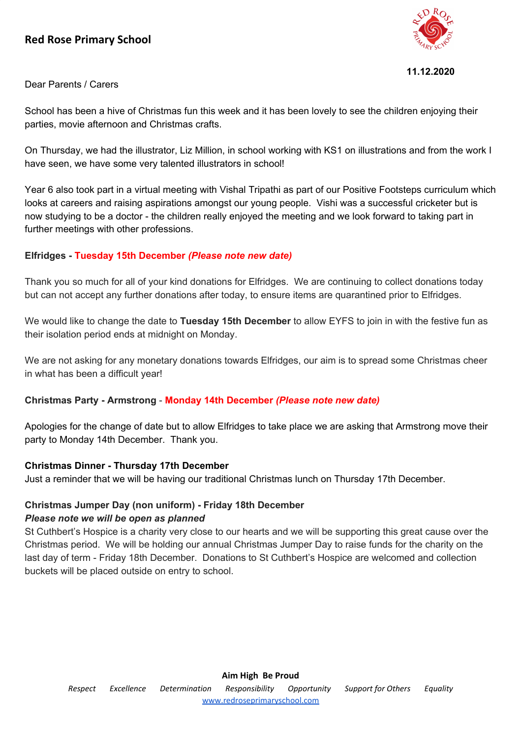# Red Rose Primary School

**11.12.2020**

Dear Parents / Carers

School has been a hive of Christmas fun this week and it has been lovely to see the children enjoying their parties, movie afternoon and Christmas crafts.

On Thursday, we had the illustrator, Liz Million, in school working with KS1 on illustrations and from the work I have seen, we have some very talented illustrators in school!

Year 6 also took part in a virtual meeting with Vishal Tripathi as part of our Positive Footsteps curriculum which looks at careers and raising aspirations amongst our young people. Vishi was a successful cricketer but is now studying to be a doctor - the children really enjoyed the meeting and we look forward to taking part in further meetings with other professions.

**Elfridges - Tuesday 15th December *(Please note new date)***

Thank you so much for all of your kind donations for Elfridges. We are continuing to collect donations today but can not accept any further donations after today, to ensure items are quarantined prior to Elfridges.

We would like to change the date to **Tuesday 15th December** to allow EYFS to join in with the festive fun as their isolation period ends at midnight on Monday.

We are not asking for any monetary donations towards Elfridges, our aim is to spread some Christmas cheer in what has been a difficult year!

**Christmas Party - Armstrong** - **Monday 14th December *(Please note new date)***

Apologies for the change of date but to allow Elfridges to take place we are asking that Armstrong move their party to Monday 14th December. Thank you.

**Christmas Dinner - Thursday 17th December**
Just a reminder that we will be having our traditional Christmas lunch on Thursday 17th December.

**Christmas Jumper Day (non uniform) - Friday 18th December**
***Please note we will be open as planned***
St Cuthbert's Hospice is a charity very close to our hearts and we will be supporting this great cause over the Christmas period. We will be holding our annual Christmas Jumper Day to raise funds for the charity on the last day of term - Friday 18th December. Donations to St Cuthbert's Hospice are welcomed and collection buckets will be placed outside on entry to school.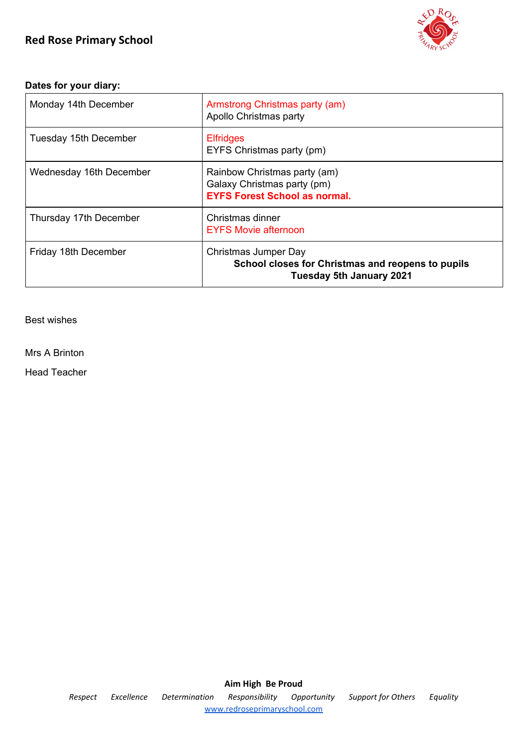## Red Rose Primary School

**Dates for your diary:**

| | |
|---|---|
| Monday 14th December | Armstrong Christmas party (am)<br>Apollo Christmas party |
| Tuesday 15th December | Elfridges<br>EYFS Christmas party (pm) |
| Wednesday 16th December | Rainbow Christmas party (am)<br>Galaxy Christmas party (pm)<br>**EYFS Forest School as normal.** |
| Thursday 17th December | Christmas dinner<br>EYFS Movie afternoon |
| Friday 18th December | Christmas Jumper Day<br>**School closes for Christmas and reopens to pupils Tuesday 5th January 2021** |

Best wishes

Mrs A Brinton

Head Teacher

**Aim High Be Proud**

*Respect Excellence Determination Responsibility Opportunity Support for Others Equality*

www.redroseprimaryschool.com